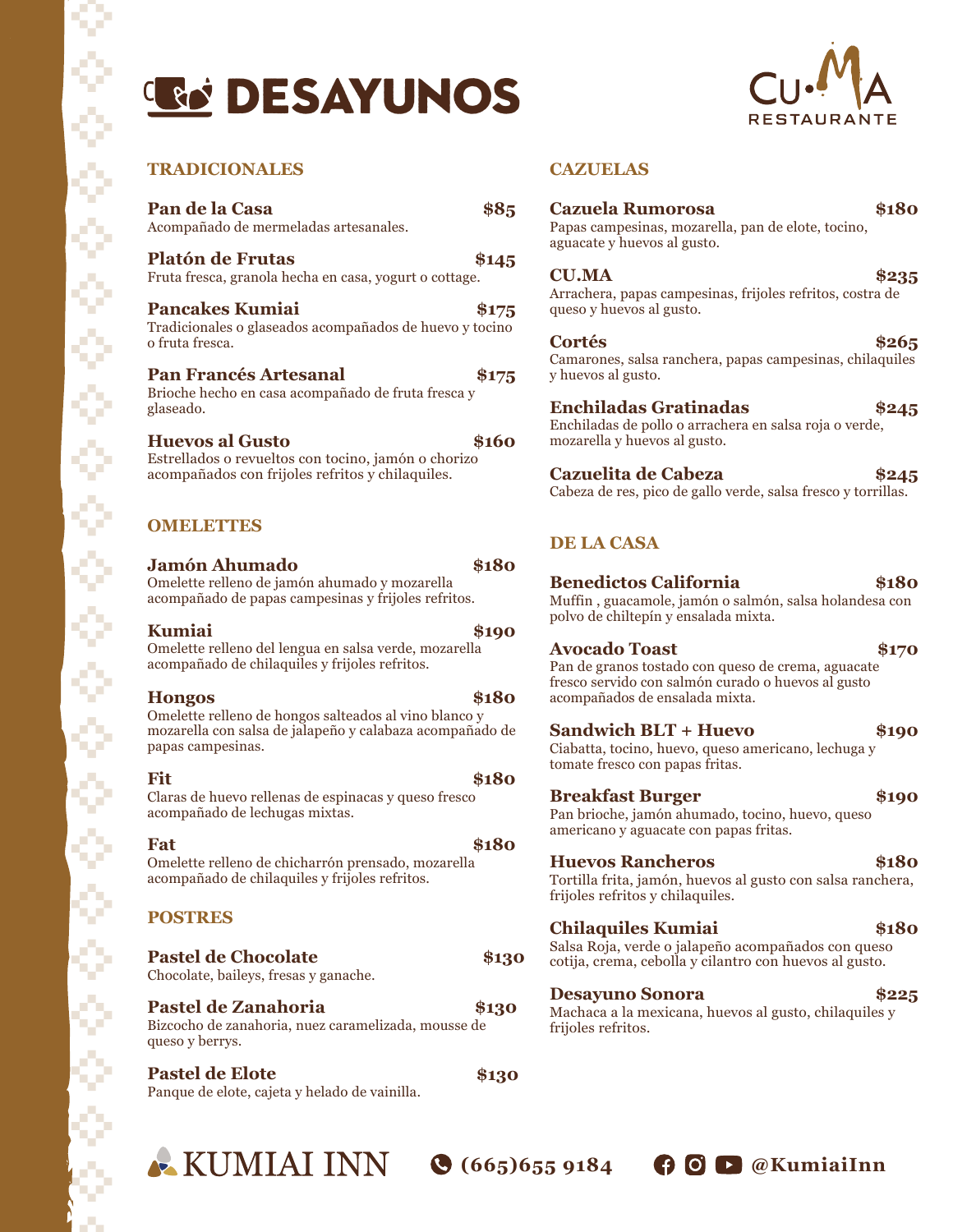# DESAYUNOS

CU·MA RESTAURANTE

## TRADICIONALES

**Pan de la Casa** **$85**
Acompañado de mermeladas artesanales.

**Platón de Frutas** **$145**
Fruta fresca, granola hecha en casa, yogurt o cottage.

**Pancakes Kumiai** **$175**
Tradicionales o glaseados acompañados de huevo y tocino o fruta fresca.

**Pan Francés Artesanal** **$175**
Brioche hecho en casa acompañado de fruta fresca y glaseado.

**Huevos al Gusto** **$160**
Estrellados o revueltos con tocino, jamón o chorizo acompañados con frijoles refritos y chilaquiles.

## OMELETTES

**Jamón Ahumado** **$180**
Omelette relleno de jamón ahumado y mozarella acompañado de papas campesinas y frijoles refritos.

**Kumiai** **$190**
Omelette relleno del lengua en salsa verde, mozarella acompañado de chilaquiles y frijoles refritos.

**Hongos** **$180**
Omelette relleno de hongos salteados al vino blanco y mozarella con salsa de jalapeño y calabaza acompañado de papas campesinas.

**Fit** **$180**
Claras de huevo rellenas de espinacas y queso fresco acompañado de lechugas mixtas.

**Fat** **$180**
Omelette relleno de chicharrón prensado, mozarella acompañado de chilaquiles y frijoles refritos.

## POSTRES

**Pastel de Chocolate** **$130**
Chocolate, baileys, fresas y ganache.

**Pastel de Zanahoria** **$130**
Bizcocho de zanahoria, nuez caramelizada, mousse de queso y berrys.

**Pastel de Elote** **$130**
Panque de elote, cajeta y helado de vainilla.

## CAZUELAS

**Cazuela Rumorosa** **$180**
Papas campesinas, mozarella, pan de elote, tocino, aguacate y huevos al gusto.

**CU.MA** **$235**
Arrachera, papas campesinas, frijoles refritos, costra de queso y huevos al gusto.

**Cortés** **$265**
Camarones, salsa ranchera, papas campesinas, chilaquiles y huevos al gusto.

**Enchiladas Gratinadas** **$245**
Enchiladas de pollo o arrachera en salsa roja o verde, mozarella y huevos al gusto.

**Cazuelita de Cabeza** **$245**
Cabeza de res, pico de gallo verde, salsa fresco y torrillas.

## DE LA CASA

**Benedictos California** **$180**
Muffin , guacamole, jamón o salmón, salsa holandesa con polvo de chiltepín y ensalada mixta.

**Avocado Toast** **$170**
Pan de granos tostado con queso de crema, aguacate fresco servido con salmón curado o huevos al gusto acompañados de ensalada mixta.

**Sandwich BLT + Huevo** **$190**
Ciabatta, tocino, huevo, queso americano, lechuga y tomate fresco con papas fritas.

**Breakfast Burger** **$190**
Pan brioche, jamón ahumado, tocino, huevo, queso americano y aguacate con papas fritas.

**Huevos Rancheros** **$180**
Tortilla frita, jamón, huevos al gusto con salsa ranchera, frijoles refritos y chilaquiles.

**Chilaquiles Kumiai** **$180**
Salsa Roja, verde o jalapeño acompañados con queso cotija, crema, cebolla y cilantro con huevos al gusto.

**Desayuno Sonora** **$225**
Machaca a la mexicana, huevos al gusto, chilaquiles y frijoles refritos.

KUMIAI INN (665)655 9184 @KumiaiInn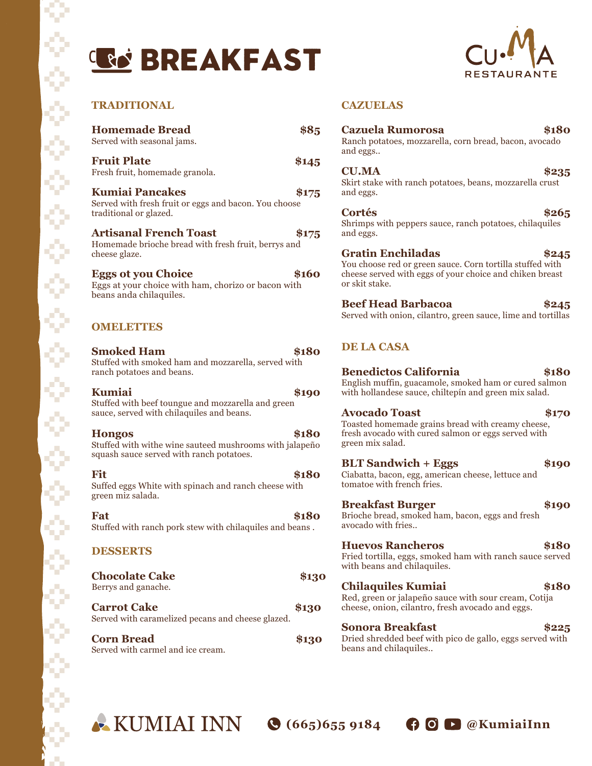# BREAKFAST

CU·MA RESTAURANTE

## TRADITIONAL

**Homemade Bread** — **$85**
Served with seasonal jams.

**Fruit Plate** — **$145**
Fresh fruit, homemade granola.

**Kumiai Pancakes** — **$175**
Served with fresh fruit or eggs and bacon. You choose traditional or glazed.

**Artisanal French Toast** — **$175**
Homemade brioche bread with fresh fruit, berrys and cheese glaze.

**Eggs ot you Choice** — **$160**
Eggs at your choice with ham, chorizo or bacon with beans anda chilaquiles.

## OMELETTES

**Smoked Ham** — **$180**
Stuffed with smoked ham and mozzarella, served with ranch potatoes and beans.

**Kumiai** — **$190**
Stuffed with beef toungue and mozzarella and green sauce, served with chilaquiles and beans.

**Hongos** — **$180**
Stuffed with withe wine sauteed mushrooms with jalapeño squash sauce served with ranch potatoes.

**Fit** — **$180**
Suffed eggs White with spinach and ranch cheese with green miz salada.

**Fat** — **$180**
Stuffed with ranch pork stew with chilaquiles and beans .

## DESSERTS

**Chocolate Cake** — **$130**
Berrys and ganache.

**Carrot Cake** — **$130**
Served with caramelized pecans and cheese glazed.

**Corn Bread** — **$130**
Served with carmel and ice cream.

## CAZUELAS

**Cazuela Rumorosa** — **$180**
Ranch potatoes, mozzarella, corn bread, bacon, avocado and eggs..

**CU.MA** — **$235**
Skirt stake with ranch potatoes, beans, mozzarella crust and eggs.

**Cortés** — **$265**
Shrimps with peppers sauce, ranch potatoes, chilaquiles and eggs.

**Gratin Enchiladas** — **$245**
You choose red or green sauce. Corn tortilla stuffed with cheese served with eggs of your choice and chiken breast or skit stake.

**Beef Head Barbacoa** — **$245**
Served with onion, cilantro, green sauce, lime and tortillas

## DE LA CASA

**Benedictos California** — **$180**
English muffin, guacamole, smoked ham or cured salmon with hollandese sauce, chiltepín and green mix salad.

**Avocado Toast** — **$170**
Toasted homemade grains bread with creamy cheese, fresh avocado with cured salmon or eggs served with green mix salad.

**BLT Sandwich + Eggs** — **$190**
Ciabatta, bacon, egg, american cheese, lettuce and tomatoe with french fries.

**Breakfast Burger** — **$190**
Brioche bread, smoked ham, bacon, eggs and fresh avocado with fries..

**Huevos Rancheros** — **$180**
Fried tortilla, eggs, smoked ham with ranch sauce served with beans and chilaquiles.

**Chilaquiles Kumiai** — **$180**
Red, green or jalapeño sauce with sour cream, Cotija cheese, onion, cilantro, fresh avocado and eggs.

**Sonora Breakfast** — **$225**
Dried shredded beef with pico de gallo, eggs served with beans and chilaquiles..

KUMIAI INN (665)655 9184 @KumiaiInn